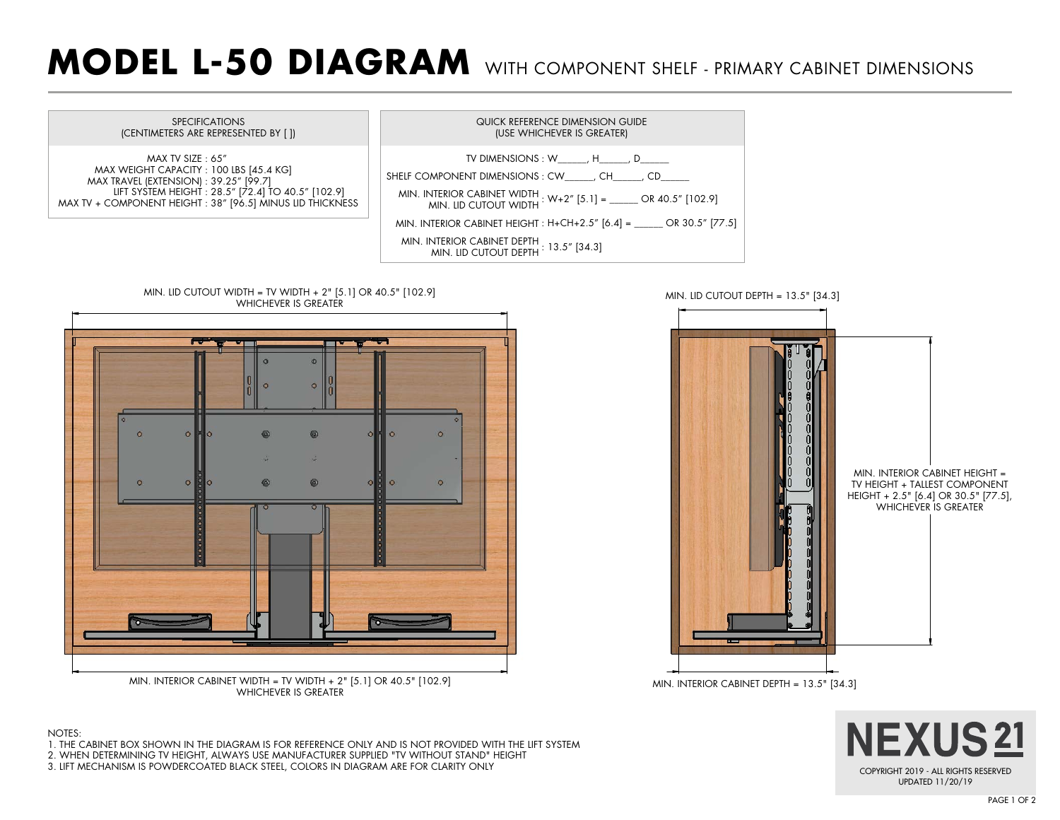# MODEL L-50 DIAGRAM WITH COMPONENT SHELF - PRIMARY CABINET DIMENSIONS

| SPECIFICATIONS (CENTIMETERS ARE REPRESENTED BY [ ]) |
| --- |
| MAX TV SIZE : 65" |
| MAX WEIGHT CAPACITY : 100 LBS [45.4 KG] |
| MAX TRAVEL (EXTENSION) : 39.25" [99.7] |
| LIFT SYSTEM HEIGHT : 28.5" [72.4] TO 40.5" [102.9] |
| MAX TV + COMPONENT HEIGHT : 38" [96.5] MINUS LID THICKNESS |

| QUICK REFERENCE DIMENSION GUIDE (USE WHICHEVER IS GREATER) | |
| --- | --- |
| TV DIMENSIONS | W_____, H_____, D_____ |
| SHELF COMPONENT DIMENSIONS | CW_____, CH_____, CD_____ |
| MIN. INTERIOR CABINET WIDTH / MIN. LID CUTOUT WIDTH | W+2" [5.1] = _____ OR 40.5" [102.9] |
| MIN. INTERIOR CABINET HEIGHT | H+CH+2.5" [6.4] = _____ OR 30.5" [77.5] |
| MIN. INTERIOR CABINET DEPTH / MIN. LID CUTOUT DEPTH | 13.5" [34.3] |

MIN. LID CUTOUT WIDTH = TV WIDTH + 2" [5.1] OR 40.5" [102.9] WHICHEVER IS GREATER

MIN. INTERIOR CABINET WIDTH = TV WIDTH + 2" [5.1] OR 40.5" [102.9] WHICHEVER IS GREATER

MIN. LID CUTOUT DEPTH = 13.5" [34.3]

MIN. INTERIOR CABINET HEIGHT = TV HEIGHT + TALLEST COMPONENT HEIGHT + 2.5" [6.4] OR 30.5" [77.5], WHICHEVER IS GREATER

MIN. INTERIOR CABINET DEPTH = 13.5" [34.3]

NOTES:

1. THE CABINET BOX SHOWN IN THE DIAGRAM IS FOR REFERENCE ONLY AND IS NOT PROVIDED WITH THE LIFT SYSTEM
2. WHEN DETERMINING TV HEIGHT, ALWAYS USE MANUFACTURER SUPPLIED "TV WITHOUT STAND" HEIGHT
3. LIFT MECHANISM IS POWDERCOATED BLACK STEEL, COLORS IN DIAGRAM ARE FOR CLARITY ONLY

NEXUS 21

COPYRIGHT 2019 - ALL RIGHTS RESERVED
UPDATED 11/20/19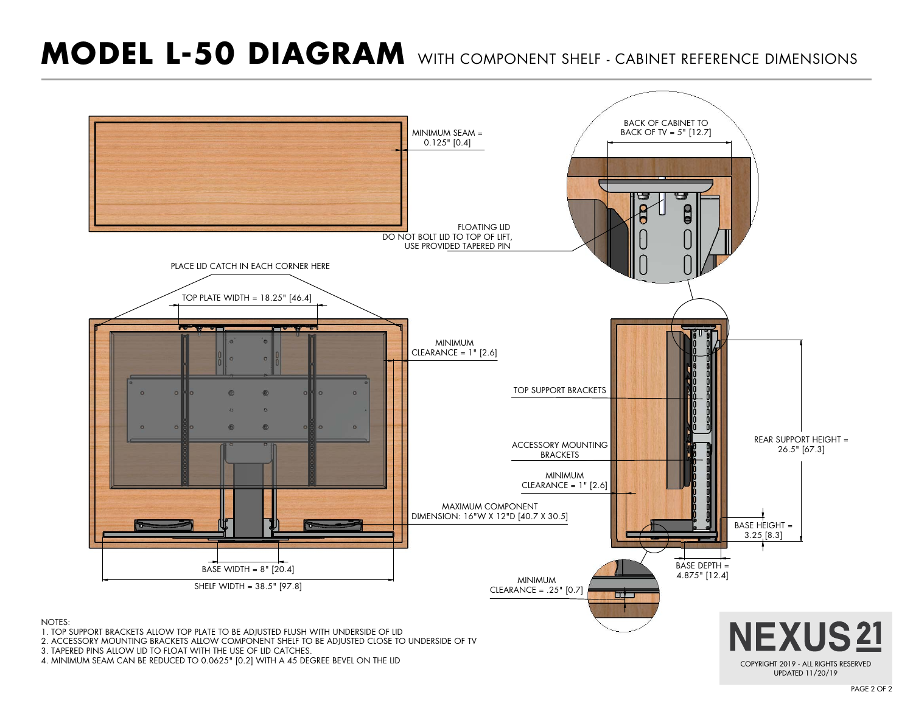# MODEL L-50 DIAGRAM WITH COMPONENT SHELF - CABINET REFERENCE DIMENSIONS

MINIMUM SEAM = 0.125" [0.4]

FLOATING LID
DO NOT BOLT LID TO TOP OF LIFT, USE PROVIDED TAPERED PIN

BACK OF CABINET TO BACK OF TV = 5" [12.7]

PLACE LID CATCH IN EACH CORNER HERE

TOP PLATE WIDTH = 18.25" [46.4]

MINIMUM CLEARANCE = 1" [2.6]

TOP SUPPORT BRACKETS

ACCESSORY MOUNTING BRACKETS

MINIMUM CLEARANCE = 1" [2.6]

MAXIMUM COMPONENT DIMENSION: 16"W X 12"D [40.7 X 30.5]

REAR SUPPORT HEIGHT = 26.5" [67.3]

BASE HEIGHT = 3.25 [8.3]

BASE DEPTH = 4.875" [12.4]

MINIMUM CLEARANCE = .25" [0.7]

BASE WIDTH = 8" [20.4]

SHELF WIDTH = 38.5" [97.8]

NOTES:

1. TOP SUPPORT BRACKETS ALLOW TOP PLATE TO BE ADJUSTED FLUSH WITH UNDERSIDE OF LID
2. ACCESSORY MOUNTING BRACKETS ALLOW COMPONENT SHELF TO BE ADJUSTED CLOSE TO UNDERSIDE OF TV
3. TAPERED PINS ALLOW LID TO FLOAT WITH THE USE OF LID CATCHES.
4. MINIMUM SEAM CAN BE REDUCED TO 0.0625" [0.2] WITH A 45 DEGREE BEVEL ON THE LID

NEXUS 21

COPYRIGHT 2019 - ALL RIGHTS RESERVED
UPDATED 11/20/19